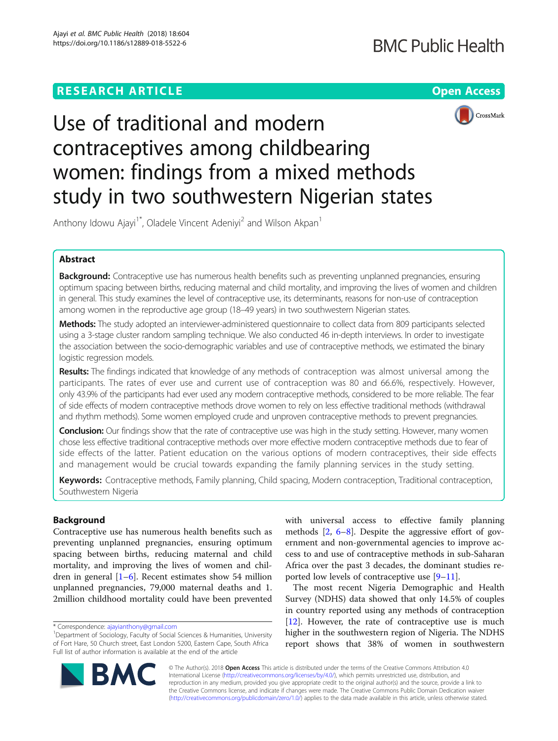RESEARCH ARTICLE

Open Access

# Use of traditional and modern contraceptives among childbearing women: findings from a mixed methods study in two southwestern Nigerian states

Anthony Idowu Ajayi[1*], Oladele Vincent Adeniyi[2] and Wilson Akpan[1]

## Abstract

**Background:** Contraceptive use has numerous health benefits such as preventing unplanned pregnancies, ensuring optimum spacing between births, reducing maternal and child mortality, and improving the lives of women and children in general. This study examines the level of contraceptive use, its determinants, reasons for non-use of contraception among women in the reproductive age group (18–49 years) in two southwestern Nigerian states.

**Methods:** The study adopted an interviewer-administered questionnaire to collect data from 809 participants selected using a 3-stage cluster random sampling technique. We also conducted 46 in-depth interviews. In order to investigate the association between the socio-demographic variables and use of contraceptive methods, we estimated the binary logistic regression models.

**Results:** The findings indicated that knowledge of any methods of contraception was almost universal among the participants. The rates of ever use and current use of contraception was 80 and 66.6%, respectively. However, only 43.9% of the participants had ever used any modern contraceptive methods, considered to be more reliable. The fear of side effects of modern contraceptive methods drove women to rely on less effective traditional methods (withdrawal and rhythm methods). Some women employed crude and unproven contraceptive methods to prevent pregnancies.

**Conclusion:** Our findings show that the rate of contraceptive use was high in the study setting. However, many women chose less effective traditional contraceptive methods over more effective modern contraceptive methods due to fear of side effects of the latter. Patient education on the various options of modern contraceptives, their side effects and management would be crucial towards expanding the family planning services in the study setting.

**Keywords:** Contraceptive methods, Family planning, Child spacing, Modern contraception, Traditional contraception, Southwestern Nigeria

## Background

Contraceptive use has numerous health benefits such as preventing unplanned pregnancies, ensuring optimum spacing between births, reducing maternal and child mortality, and improving the lives of women and children in general [1–6]. Recent estimates show 54 million unplanned pregnancies, 79,000 maternal deaths and 1.2million childhood mortality could have been prevented with universal access to effective family planning methods [2, 6–8]. Despite the aggressive effort of government and non-governmental agencies to improve access to and use of contraceptive methods in sub-Saharan Africa over the past 3 decades, the dominant studies reported low levels of contraceptive use [9–11].

The most recent Nigeria Demographic and Health Survey (NDHS) data showed that only 14.5% of couples in country reported using any methods of contraception [12]. However, the rate of contraceptive use is much higher in the southwestern region of Nigeria. The NDHS report shows that 38% of women in southwestern

* Correspondence: ajayianthony@gmail.com
[1]Department of Sociology, Faculty of Social Sciences & Humanities, University of Fort Hare, 50 Church street, East London 5200, Eastern Cape, South Africa
Full list of author information is available at the end of the article

© The Author(s). 2018 **Open Access** This article is distributed under the terms of the Creative Commons Attribution 4.0 International License (http://creativecommons.org/licenses/by/4.0/), which permits unrestricted use, distribution, and reproduction in any medium, provided you give appropriate credit to the original author(s) and the source, provide a link to the Creative Commons license, and indicate if changes were made. The Creative Commons Public Domain Dedication waiver (http://creativecommons.org/publicdomain/zero/1.0/) applies to the data made available in this article, unless otherwise stated.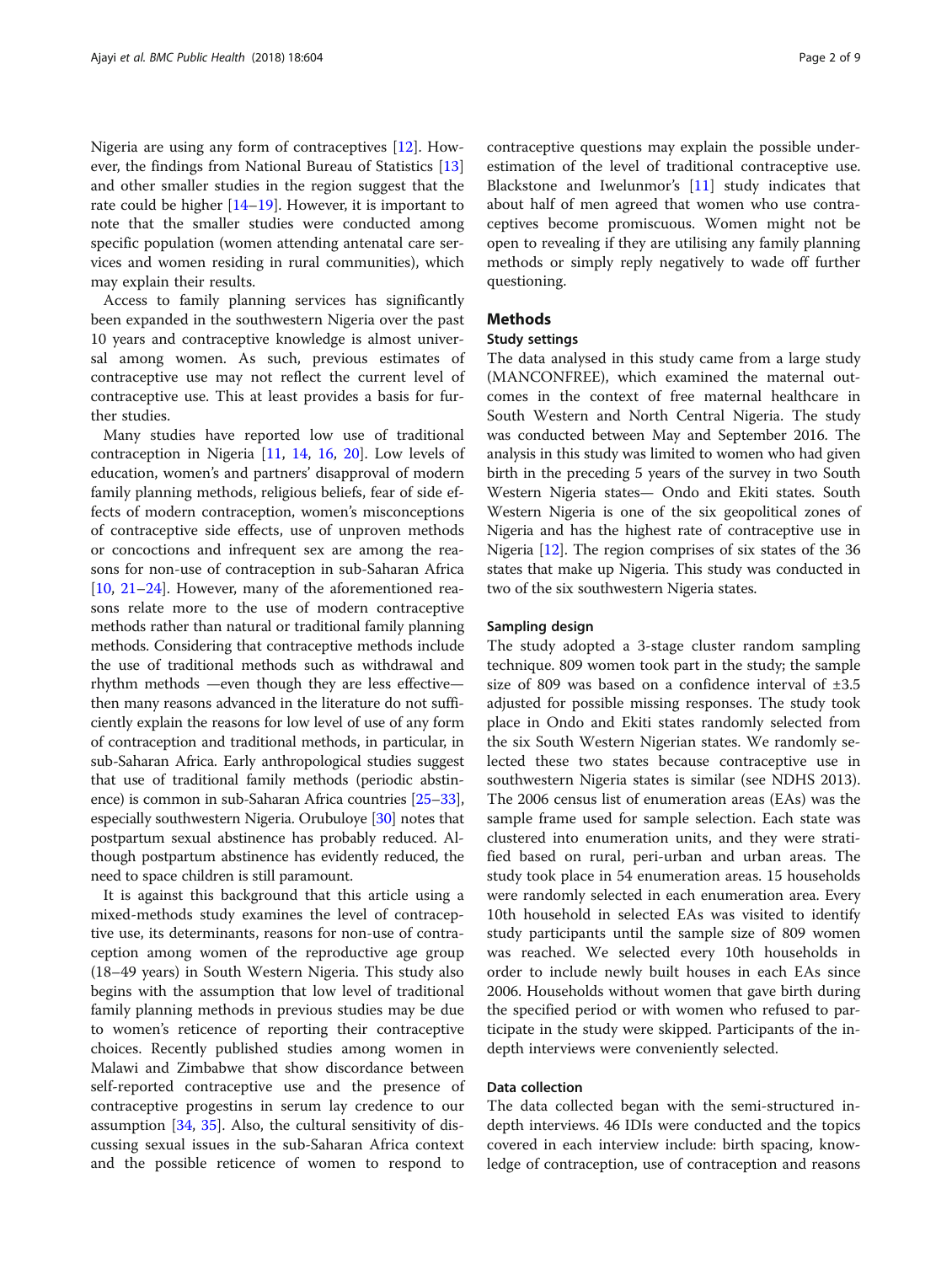Nigeria are using any form of contraceptives [12]. However, the findings from National Bureau of Statistics [13] and other smaller studies in the region suggest that the rate could be higher [14–19]. However, it is important to note that the smaller studies were conducted among specific population (women attending antenatal care services and women residing in rural communities), which may explain their results.

Access to family planning services has significantly been expanded in the southwestern Nigeria over the past 10 years and contraceptive knowledge is almost universal among women. As such, previous estimates of contraceptive use may not reflect the current level of contraceptive use. This at least provides a basis for further studies.

Many studies have reported low use of traditional contraception in Nigeria [11, 14, 16, 20]. Low levels of education, women's and partners' disapproval of modern family planning methods, religious beliefs, fear of side effects of modern contraception, women's misconceptions of contraceptive side effects, use of unproven methods or concoctions and infrequent sex are among the reasons for non-use of contraception in sub-Saharan Africa [10, 21–24]. However, many of the aforementioned reasons relate more to the use of modern contraceptive methods rather than natural or traditional family planning methods. Considering that contraceptive methods include the use of traditional methods such as withdrawal and rhythm methods —even though they are less effective— then many reasons advanced in the literature do not sufficiently explain the reasons for low level of use of any form of contraception and traditional methods, in particular, in sub-Saharan Africa. Early anthropological studies suggest that use of traditional family methods (periodic abstinence) is common in sub-Saharan Africa countries [25–33], especially southwestern Nigeria. Orubuloye [30] notes that postpartum sexual abstinence has probably reduced. Although postpartum abstinence has evidently reduced, the need to space children is still paramount.

It is against this background that this article using a mixed-methods study examines the level of contraceptive use, its determinants, reasons for non-use of contraception among women of the reproductive age group (18–49 years) in South Western Nigeria. This study also begins with the assumption that low level of traditional family planning methods in previous studies may be due to women's reticence of reporting their contraceptive choices. Recently published studies among women in Malawi and Zimbabwe that show discordance between self-reported contraceptive use and the presence of contraceptive progestins in serum lay credence to our assumption [34, 35]. Also, the cultural sensitivity of discussing sexual issues in the sub-Saharan Africa context and the possible reticence of women to respond to contraceptive questions may explain the possible underestimation of the level of traditional contraceptive use. Blackstone and Iwelunmor's [11] study indicates that about half of men agreed that women who use contraceptives become promiscuous. Women might not be open to revealing if they are utilising any family planning methods or simply reply negatively to wade off further questioning.

## Methods

### Study settings

The data analysed in this study came from a large study (MANCONFREE), which examined the maternal outcomes in the context of free maternal healthcare in South Western and North Central Nigeria. The study was conducted between May and September 2016. The analysis in this study was limited to women who had given birth in the preceding 5 years of the survey in two South Western Nigeria states— Ondo and Ekiti states. South Western Nigeria is one of the six geopolitical zones of Nigeria and has the highest rate of contraceptive use in Nigeria [12]. The region comprises of six states of the 36 states that make up Nigeria. This study was conducted in two of the six southwestern Nigeria states.

### Sampling design

The study adopted a 3-stage cluster random sampling technique. 809 women took part in the study; the sample size of 809 was based on a confidence interval of ±3.5 adjusted for possible missing responses. The study took place in Ondo and Ekiti states randomly selected from the six South Western Nigerian states. We randomly selected these two states because contraceptive use in southwestern Nigeria states is similar (see NDHS 2013). The 2006 census list of enumeration areas (EAs) was the sample frame used for sample selection. Each state was clustered into enumeration units, and they were stratified based on rural, peri-urban and urban areas. The study took place in 54 enumeration areas. 15 households were randomly selected in each enumeration area. Every 10th household in selected EAs was visited to identify study participants until the sample size of 809 women was reached. We selected every 10th households in order to include newly built houses in each EAs since 2006. Households without women that gave birth during the specified period or with women who refused to participate in the study were skipped. Participants of the in-depth interviews were conveniently selected.

### Data collection

The data collected began with the semi-structured in-depth interviews. 46 IDIs were conducted and the topics covered in each interview include: birth spacing, knowledge of contraception, use of contraception and reasons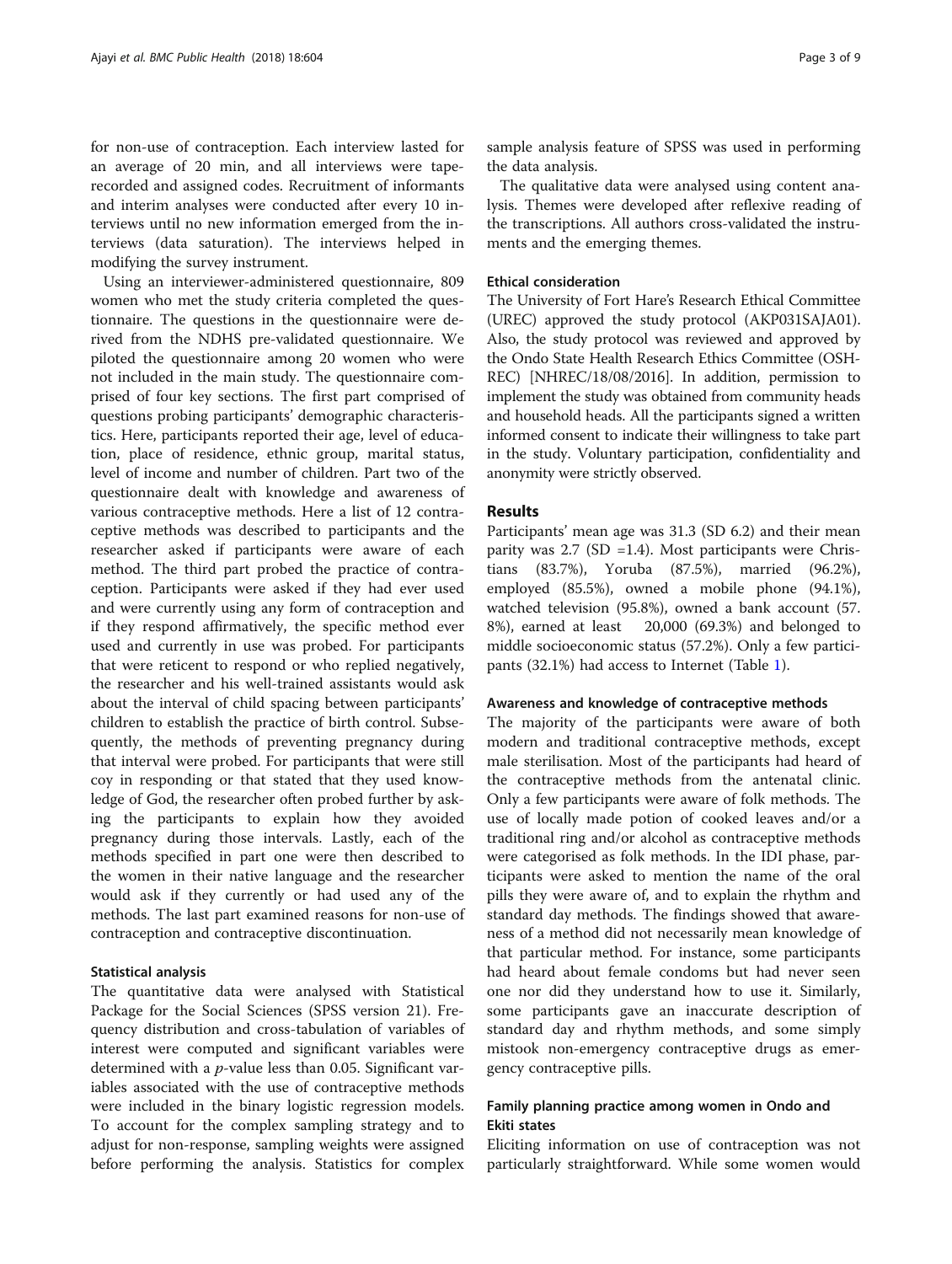for non-use of contraception. Each interview lasted for an average of 20 min, and all interviews were tape-recorded and assigned codes. Recruitment of informants and interim analyses were conducted after every 10 interviews until no new information emerged from the interviews (data saturation). The interviews helped in modifying the survey instrument.

Using an interviewer-administered questionnaire, 809 women who met the study criteria completed the questionnaire. The questions in the questionnaire were derived from the NDHS pre-validated questionnaire. We piloted the questionnaire among 20 women who were not included in the main study. The questionnaire comprised of four key sections. The first part comprised of questions probing participants' demographic characteristics. Here, participants reported their age, level of education, place of residence, ethnic group, marital status, level of income and number of children. Part two of the questionnaire dealt with knowledge and awareness of various contraceptive methods. Here a list of 12 contraceptive methods was described to participants and the researcher asked if participants were aware of each method. The third part probed the practice of contraception. Participants were asked if they had ever used and were currently using any form of contraception and if they respond affirmatively, the specific method ever used and currently in use was probed. For participants that were reticent to respond or who replied negatively, the researcher and his well-trained assistants would ask about the interval of child spacing between participants' children to establish the practice of birth control. Subsequently, the methods of preventing pregnancy during that interval were probed. For participants that were still coy in responding or that stated that they used knowledge of God, the researcher often probed further by asking the participants to explain how they avoided pregnancy during those intervals. Lastly, each of the methods specified in part one were then described to the women in their native language and the researcher would ask if they currently or had used any of the methods. The last part examined reasons for non-use of contraception and contraceptive discontinuation.

### Statistical analysis

The quantitative data were analysed with Statistical Package for the Social Sciences (SPSS version 21). Frequency distribution and cross-tabulation of variables of interest were computed and significant variables were determined with a $p$-value less than 0.05. Significant variables associated with the use of contraceptive methods were included in the binary logistic regression models. To account for the complex sampling strategy and to adjust for non-response, sampling weights were assigned before performing the analysis. Statistics for complex sample analysis feature of SPSS was used in performing the data analysis.

The qualitative data were analysed using content analysis. Themes were developed after reflexive reading of the transcriptions. All authors cross-validated the instruments and the emerging themes.

### Ethical consideration

The University of Fort Hare's Research Ethical Committee (UREC) approved the study protocol (AKP031SAJA01). Also, the study protocol was reviewed and approved by the Ondo State Health Research Ethics Committee (OSHREC) [NHREC/18/08/2016]. In addition, permission to implement the study was obtained from community heads and household heads. All the participants signed a written informed consent to indicate their willingness to take part in the study. Voluntary participation, confidentiality and anonymity were strictly observed.

## Results

Participants' mean age was 31.3 (SD 6.2) and their mean parity was 2.7 (SD =1.4). Most participants were Christians (83.7%), Yoruba (87.5%), married (96.2%), employed (85.5%), owned a mobile phone (94.1%), watched television (95.8%), owned a bank account (57.8%), earned at least 20,000 (69.3%) and belonged to middle socioeconomic status (57.2%). Only a few participants (32.1%) had access to Internet (Table 1).

### Awareness and knowledge of contraceptive methods

The majority of the participants were aware of both modern and traditional contraceptive methods, except male sterilisation. Most of the participants had heard of the contraceptive methods from the antenatal clinic. Only a few participants were aware of folk methods. The use of locally made potion of cooked leaves and/or a traditional ring and/or alcohol as contraceptive methods were categorised as folk methods. In the IDI phase, participants were asked to mention the name of the oral pills they were aware of, and to explain the rhythm and standard day methods. The findings showed that awareness of a method did not necessarily mean knowledge of that particular method. For instance, some participants had heard about female condoms but had never seen one nor did they understand how to use it. Similarly, some participants gave an inaccurate description of standard day and rhythm methods, and some simply mistook non-emergency contraceptive drugs as emergency contraceptive pills.

### Family planning practice among women in Ondo and Ekiti states

Eliciting information on use of contraception was not particularly straightforward. While some women would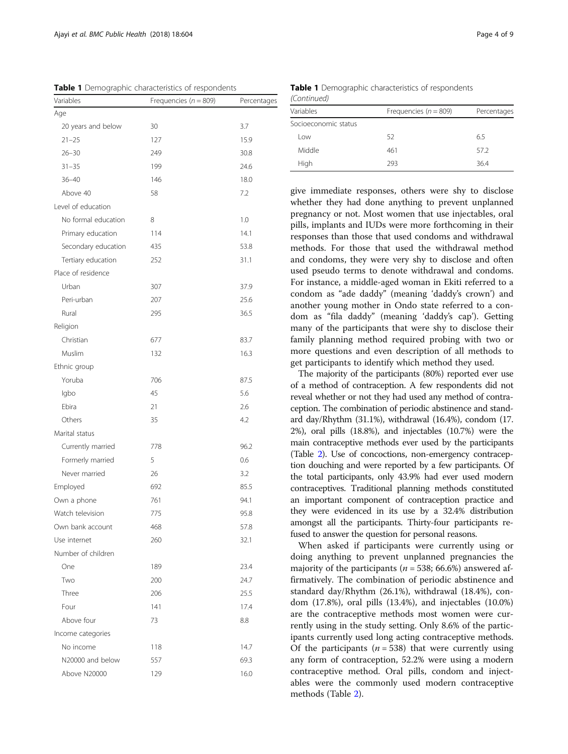**Table 1** Demographic characteristics of respondents

| Variables | Frequencies ($n$ = 809) | Percentages |
|---|---|---|
| Age | | |
| 20 years and below | 30 | 3.7 |
| 21–25 | 127 | 15.9 |
| 26–30 | 249 | 30.8 |
| 31–35 | 199 | 24.6 |
| 36–40 | 146 | 18.0 |
| Above 40 | 58 | 7.2 |
| Level of education | | |
| No formal education | 8 | 1.0 |
| Primary education | 114 | 14.1 |
| Secondary education | 435 | 53.8 |
| Tertiary education | 252 | 31.1 |
| Place of residence | | |
| Urban | 307 | 37.9 |
| Peri-urban | 207 | 25.6 |
| Rural | 295 | 36.5 |
| Religion | | |
| Christian | 677 | 83.7 |
| Muslim | 132 | 16.3 |
| Ethnic group | | |
| Yoruba | 706 | 87.5 |
| Igbo | 45 | 5.6 |
| Ebira | 21 | 2.6 |
| Others | 35 | 4.2 |
| Marital status | | |
| Currently married | 778 | 96.2 |
| Formerly married | 5 | 0.6 |
| Never married | 26 | 3.2 |
| Employed | 692 | 85.5 |
| Own a phone | 761 | 94.1 |
| Watch television | 775 | 95.8 |
| Own bank account | 468 | 57.8 |
| Use internet | 260 | 32.1 |
| Number of children | | |
| One | 189 | 23.4 |
| Two | 200 | 24.7 |
| Three | 206 | 25.5 |
| Four | 141 | 17.4 |
| Above four | 73 | 8.8 |
| Income categories | | |
| No income | 118 | 14.7 |
| N20000 and below | 557 | 69.3 |
| Above N20000 | 129 | 16.0 |
| Socioeconomic status | | |
| Low | 52 | 6.5 |
| Middle | 461 | 57.2 |
| High | 293 | 36.4 |

give immediate responses, others were shy to disclose whether they had done anything to prevent unplanned pregnancy or not. Most women that use injectables, oral pills, implants and IUDs were more forthcoming in their responses than those that used condoms and withdrawal methods. For those that used the withdrawal method and condoms, they were very shy to disclose and often used pseudo terms to denote withdrawal and condoms. For instance, a middle-aged woman in Ekiti referred to a condom as "ade daddy" (meaning 'daddy's crown') and another young mother in Ondo state referred to a condom as "fila daddy" (meaning 'daddy's cap'). Getting many of the participants that were shy to disclose their family planning method required probing with two or more questions and even description of all methods to get participants to identify which method they used.

The majority of the participants (80%) reported ever use of a method of contraception. A few respondents did not reveal whether or not they had used any method of contraception. The combination of periodic abstinence and standard day/Rhythm (31.1%), withdrawal (16.4%), condom (17.2%), oral pills (18.8%), and injectables (10.7%) were the main contraceptive methods ever used by the participants (Table 2). Use of concoctions, non-emergency contraception douching and were reported by a few participants. Of the total participants, only 43.9% had ever used modern contraceptives. Traditional planning methods constituted an important component of contraception practice and they were evidenced in its use by a 32.4% distribution amongst all the participants. Thirty-four participants refused to answer the question for personal reasons.

When asked if participants were currently using or doing anything to prevent unplanned pregnancies the majority of the participants ($n$ = 538; 66.6%) answered affirmatively. The combination of periodic abstinence and standard day/Rhythm (26.1%), withdrawal (18.4%), condom (17.8%), oral pills (13.4%), and injectables (10.0%) are the contraceptive methods most women were currently using in the study setting. Only 8.6% of the participants currently used long acting contraceptive methods. Of the participants ($n$ = 538) that were currently using any form of contraception, 52.2% were using a modern contraceptive method. Oral pills, condom and injectables were the commonly used modern contraceptive methods (Table 2).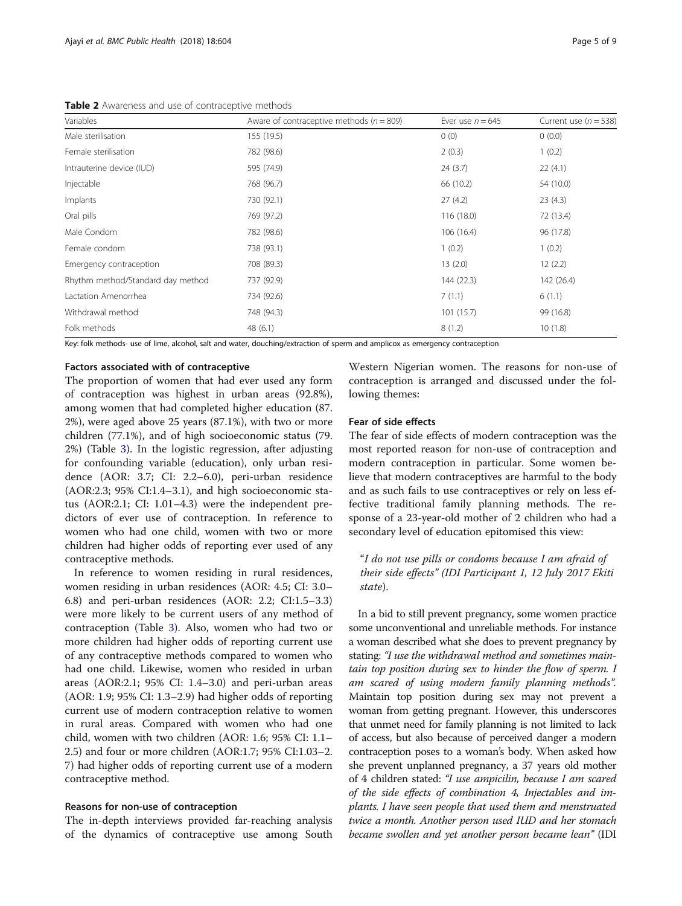**Table 2** Awareness and use of contraceptive methods

| Variables | Aware of contraceptive methods (n = 809) | Ever use n = 645 | Current use (n = 538) |
|---|---|---|---|
| Male sterilisation | 155 (19.5) | 0 (0) | 0 (0.0) |
| Female sterilisation | 782 (98.6) | 2 (0.3) | 1 (0.2) |
| Intrauterine device (IUD) | 595 (74.9) | 24 (3.7) | 22 (4.1) |
| Injectable | 768 (96.7) | 66 (10.2) | 54 (10.0) |
| Implants | 730 (92.1) | 27 (4.2) | 23 (4.3) |
| Oral pills | 769 (97.2) | 116 (18.0) | 72 (13.4) |
| Male Condom | 782 (98.6) | 106 (16.4) | 96 (17.8) |
| Female condom | 738 (93.1) | 1 (0.2) | 1 (0.2) |
| Emergency contraception | 708 (89.3) | 13 (2.0) | 12 (2.2) |
| Rhythm method/Standard day method | 737 (92.9) | 144 (22.3) | 142 (26.4) |
| Lactation Amenorrhea | 734 (92.6) | 7 (1.1) | 6 (1.1) |
| Withdrawal method | 748 (94.3) | 101 (15.7) | 99 (16.8) |
| Folk methods | 48 (6.1) | 8 (1.2) | 10 (1.8) |

Key: folk methods- use of lime, alcohol, salt and water, douching/extraction of sperm and amplicox as emergency contraception

### Factors associated with of contraceptive

The proportion of women that had ever used any form of contraception was highest in urban areas (92.8%), among women that had completed higher education (87.2%), were aged above 25 years (87.1%), with two or more children (77.1%), and of high socioeconomic status (79.2%) (Table 3). In the logistic regression, after adjusting for confounding variable (education), only urban residence (AOR: 3.7; CI: 2.2–6.0), peri-urban residence (AOR:2.3; 95% CI:1.4–3.1), and high socioeconomic status (AOR:2.1; CI: 1.01–4.3) were the independent predictors of ever use of contraception. In reference to women who had one child, women with two or more children had higher odds of reporting ever used of any contraceptive methods.

In reference to women residing in rural residences, women residing in urban residences (AOR: 4.5; CI: 3.0–6.8) and peri-urban residences (AOR: 2.2; CI:1.5–3.3) were more likely to be current users of any method of contraception (Table 3). Also, women who had two or more children had higher odds of reporting current use of any contraceptive methods compared to women who had one child. Likewise, women who resided in urban areas (AOR:2.1; 95% CI: 1.4–3.0) and peri-urban areas (AOR: 1.9; 95% CI: 1.3–2.9) had higher odds of reporting current use of modern contraception relative to women in rural areas. Compared with women who had one child, women with two children (AOR: 1.6; 95% CI: 1.1–2.5) and four or more children (AOR:1.7; 95% CI:1.03–2.7) had higher odds of reporting current use of a modern contraceptive method.

### Reasons for non-use of contraception

The in-depth interviews provided far-reaching analysis of the dynamics of contraceptive use among South Western Nigerian women. The reasons for non-use of contraception is arranged and discussed under the following themes:

### Fear of side effects

The fear of side effects of modern contraception was the most reported reason for non-use of contraception and modern contraception in particular. Some women believe that modern contraceptives are harmful to the body and as such fails to use contraceptives or rely on less effective traditional family planning methods. The response of a 23-year-old mother of 2 children who had a secondary level of education epitomised this view:

> *"I do not use pills or condoms because I am afraid of their side effects" (IDI Participant 1, 12 July 2017 Ekiti state).*

In a bid to still prevent pregnancy, some women practice some unconventional and unreliable methods. For instance a woman described what she does to prevent pregnancy by stating: *"I use the withdrawal method and sometimes maintain top position during sex to hinder the flow of sperm. I am scared of using modern family planning methods".* Maintain top position during sex may not prevent a woman from getting pregnant. However, this underscores that unmet need for family planning is not limited to lack of access, but also because of perceived danger a modern contraception poses to a woman's body. When asked how she prevent unplanned pregnancy, a 37 years old mother of 4 children stated: *"I use ampicilin, because I am scared of the side effects of combination 4, Injectables and implants. I have seen people that used them and menstruated twice a month. Another person used IUD and her stomach became swollen and yet another person became lean"* (IDI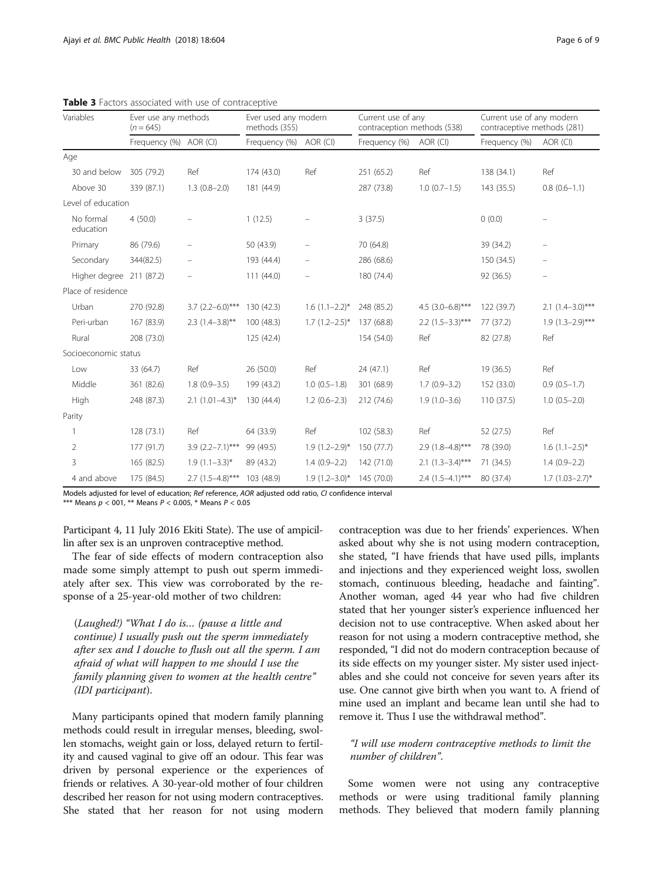**Table 3** Factors associated with use of contraceptive

| Variables | Ever use any methods ($n = 645$) | | Ever used any modern methods (355) | | Current use of any contraception methods (538) | | Current use of any modern contraceptive methods (281) | |
|---|---|---|---|---|---|---|---|---|
| | Frequency (%) | AOR (CI) | Frequency (%) | AOR (CI) | Frequency (%) | AOR (CI) | Frequency (%) | AOR (CI) |
| Age | | | | | | | | |
| 30 and below | 305 (79.2) | Ref | 174 (43.0) | Ref | 251 (65.2) | Ref | 138 (34.1) | Ref |
| Above 30 | 339 (87.1) | 1.3 (0.8–2.0) | 181 (44.9) | | 287 (73.8) | 1.0 (0.7–1.5) | 143 (35.5) | 0.8 (0.6–1.1) |
| Level of education | | | | | | | | |
| No formal education | 4 (50.0) | – | 1 (12.5) | – | 3 (37.5) | | 0 (0.0) | – |
| Primary | 86 (79.6) | – | 50 (43.9) | – | 70 (64.8) | | 39 (34.2) | – |
| Secondary | 344(82.5) | – | 193 (44.4) | – | 286 (68.6) | | 150 (34.5) | – |
| Higher degree | 211 (87.2) | – | 111 (44.0) | – | 180 (74.4) | | 92 (36.5) | – |
| Place of residence | | | | | | | | |
| Urban | 270 (92.8) | 3.7 (2.2–6.0)*** | 130 (42.3) | 1.6 (1.1–2.2)* | 248 (85.2) | 4.5 (3.0–6.8)*** | 122 (39.7) | 2.1 (1.4–3.0)*** |
| Peri-urban | 167 (83.9) | 2.3 (1.4–3.8)** | 100 (48.3) | 1.7 (1.2–2.5)* | 137 (68.8) | 2.2 (1.5–3.3)*** | 77 (37.2) | 1.9 (1.3–2.9)*** |
| Rural | 208 (73.0) | | 125 (42.4) | | 154 (54.0) | Ref | 82 (27.8) | Ref |
| Socioeconomic status | | | | | | | | |
| Low | 33 (64.7) | Ref | 26 (50.0) | Ref | 24 (47.1) | Ref | 19 (36.5) | Ref |
| Middle | 361 (82.6) | 1.8 (0.9–3.5) | 199 (43.2) | 1.0 (0.5–1.8) | 301 (68.9) | 1.7 (0.9–3.2) | 152 (33.0) | 0.9 (0.5–1.7) |
| High | 248 (87.3) | 2.1 (1.01–4.3)* | 130 (44.4) | 1.2 (0.6–2.3) | 212 (74.6) | 1.9 (1.0–3.6) | 110 (37.5) | 1.0 (0.5–2.0) |
| Parity | | | | | | | | |
| 1 | 128 (73.1) | Ref | 64 (33.9) | Ref | 102 (58.3) | Ref | 52 (27.5) | Ref |
| 2 | 177 (91.7) | 3.9 (2.2–7.1)*** | 99 (49.5) | 1.9 (1.2–2.9)* | 150 (77.7) | 2.9 (1.8–4.8)*** | 78 (39.0) | 1.6 (1.1–2.5)* |
| 3 | 165 (82.5) | 1.9 (1.1–3.3)* | 89 (43.2) | 1.4 (0.9–2.2) | 142 (71.0) | 2.1 (1.3–3.4)*** | 71 (34.5) | 1.4 (0.9–2.2) |
| 4 and above | 175 (84.5) | 2.7 (1.5–4.8)*** | 103 (48.9) | 1.9 (1.2–3.0)* | 145 (70.0) | 2.4 (1.5–4.1)*** | 80 (37.4) | 1.7 (1.03–2.7)* |

Models adjusted for level of education; *Ref* reference, *AOR* adjusted odd ratio, *CI* confidence interval
*** Means $p < 001$, ** Means $P < 0.005$, * Means $P < 0.05$

Participant 4, 11 July 2016 Ekiti State). The use of ampicillin after sex is an unproven contraceptive method.

The fear of side effects of modern contraception also made some simply attempt to push out sperm immediately after sex. This view was corroborated by the response of a 25-year-old mother of two children:

> (*Laughed!*) *"What I do is… (pause a little and continue) I usually push out the sperm immediately after sex and I douche to flush out all the sperm. I am afraid of what will happen to me should I use the family planning given to women at the health centre" (IDI participant*).

Many participants opined that modern family planning methods could result in irregular menses, bleeding, swollen stomachs, weight gain or loss, delayed return to fertility and caused vaginal to give off an odour. This fear was driven by personal experience or the experiences of friends or relatives. A 30-year-old mother of four children described her reason for not using modern contraceptives. She stated that her reason for not using modern contraception was due to her friends' experiences. When asked about why she is not using modern contraception, she stated, "I have friends that have used pills, implants and injections and they experienced weight loss, swollen stomach, continuous bleeding, headache and fainting". Another woman, aged 44 year who had five children stated that her younger sister's experience influenced her decision not to use contraceptive. When asked about her reason for not using a modern contraceptive method, she responded, "I did not do modern contraception because of its side effects on my younger sister. My sister used injectables and she could not conceive for seven years after its use. One cannot give birth when you want to. A friend of mine used an implant and became lean until she had to remove it. Thus I use the withdrawal method".

*"I will use modern contraceptive methods to limit the number of children".*

Some women were not using any contraceptive methods or were using traditional family planning methods. They believed that modern family planning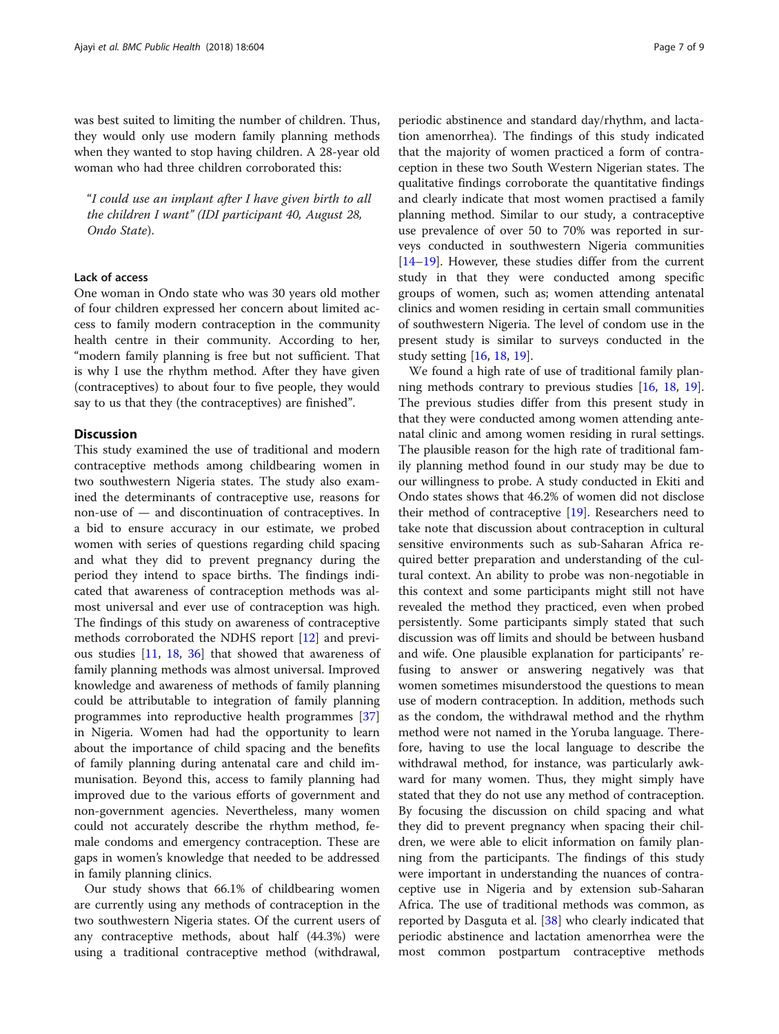was best suited to limiting the number of children. Thus, they would only use modern family planning methods when they wanted to stop having children. A 28-year old woman who had three children corroborated this:

> "*I could use an implant after I have given birth to all the children I want" (IDI participant 40, August 28, Ondo State*).

### Lack of access

One woman in Ondo state who was 30 years old mother of four children expressed her concern about limited access to family modern contraception in the community health centre in their community. According to her, "modern family planning is free but not sufficient. That is why I use the rhythm method. After they have given (contraceptives) to about four to five people, they would say to us that they (the contraceptives) are finished".

## Discussion

This study examined the use of traditional and modern contraceptive methods among childbearing women in two southwestern Nigeria states. The study also examined the determinants of contraceptive use, reasons for non-use of — and discontinuation of contraceptives. In a bid to ensure accuracy in our estimate, we probed women with series of questions regarding child spacing and what they did to prevent pregnancy during the period they intend to space births. The findings indicated that awareness of contraception methods was almost universal and ever use of contraception was high. The findings of this study on awareness of contraceptive methods corroborated the NDHS report [12] and previous studies [11, 18, 36] that showed that awareness of family planning methods was almost universal. Improved knowledge and awareness of methods of family planning could be attributable to integration of family planning programmes into reproductive health programmes [37] in Nigeria. Women had had the opportunity to learn about the importance of child spacing and the benefits of family planning during antenatal care and child immunisation. Beyond this, access to family planning had improved due to the various efforts of government and non-government agencies. Nevertheless, many women could not accurately describe the rhythm method, female condoms and emergency contraception. These are gaps in women's knowledge that needed to be addressed in family planning clinics.

Our study shows that 66.1% of childbearing women are currently using any methods of contraception in the two southwestern Nigeria states. Of the current users of any contraceptive methods, about half (44.3%) were using a traditional contraceptive method (withdrawal, periodic abstinence and standard day/rhythm, and lactation amenorrhea). The findings of this study indicated that the majority of women practiced a form of contraception in these two South Western Nigerian states. The qualitative findings corroborate the quantitative findings and clearly indicate that most women practised a family planning method. Similar to our study, a contraceptive use prevalence of over 50 to 70% was reported in surveys conducted in southwestern Nigeria communities [14–19]. However, these studies differ from the current study in that they were conducted among specific groups of women, such as; women attending antenatal clinics and women residing in certain small communities of southwestern Nigeria. The level of condom use in the present study is similar to surveys conducted in the study setting [16, 18, 19].

We found a high rate of use of traditional family planning methods contrary to previous studies [16, 18, 19]. The previous studies differ from this present study in that they were conducted among women attending antenatal clinic and among women residing in rural settings. The plausible reason for the high rate of traditional family planning method found in our study may be due to our willingness to probe. A study conducted in Ekiti and Ondo states shows that 46.2% of women did not disclose their method of contraceptive [19]. Researchers need to take note that discussion about contraception in cultural sensitive environments such as sub-Saharan Africa required better preparation and understanding of the cultural context. An ability to probe was non-negotiable in this context and some participants might still not have revealed the method they practiced, even when probed persistently. Some participants simply stated that such discussion was off limits and should be between husband and wife. One plausible explanation for participants' refusing to answer or answering negatively was that women sometimes misunderstood the questions to mean use of modern contraception. In addition, methods such as the condom, the withdrawal method and the rhythm method were not named in the Yoruba language. Therefore, having to use the local language to describe the withdrawal method, for instance, was particularly awkward for many women. Thus, they might simply have stated that they do not use any method of contraception. By focusing the discussion on child spacing and what they did to prevent pregnancy when spacing their children, we were able to elicit information on family planning from the participants. The findings of this study were important in understanding the nuances of contraceptive use in Nigeria and by extension sub-Saharan Africa. The use of traditional methods was common, as reported by Dasguta et al. [38] who clearly indicated that periodic abstinence and lactation amenorrhea were the most common postpartum contraceptive methods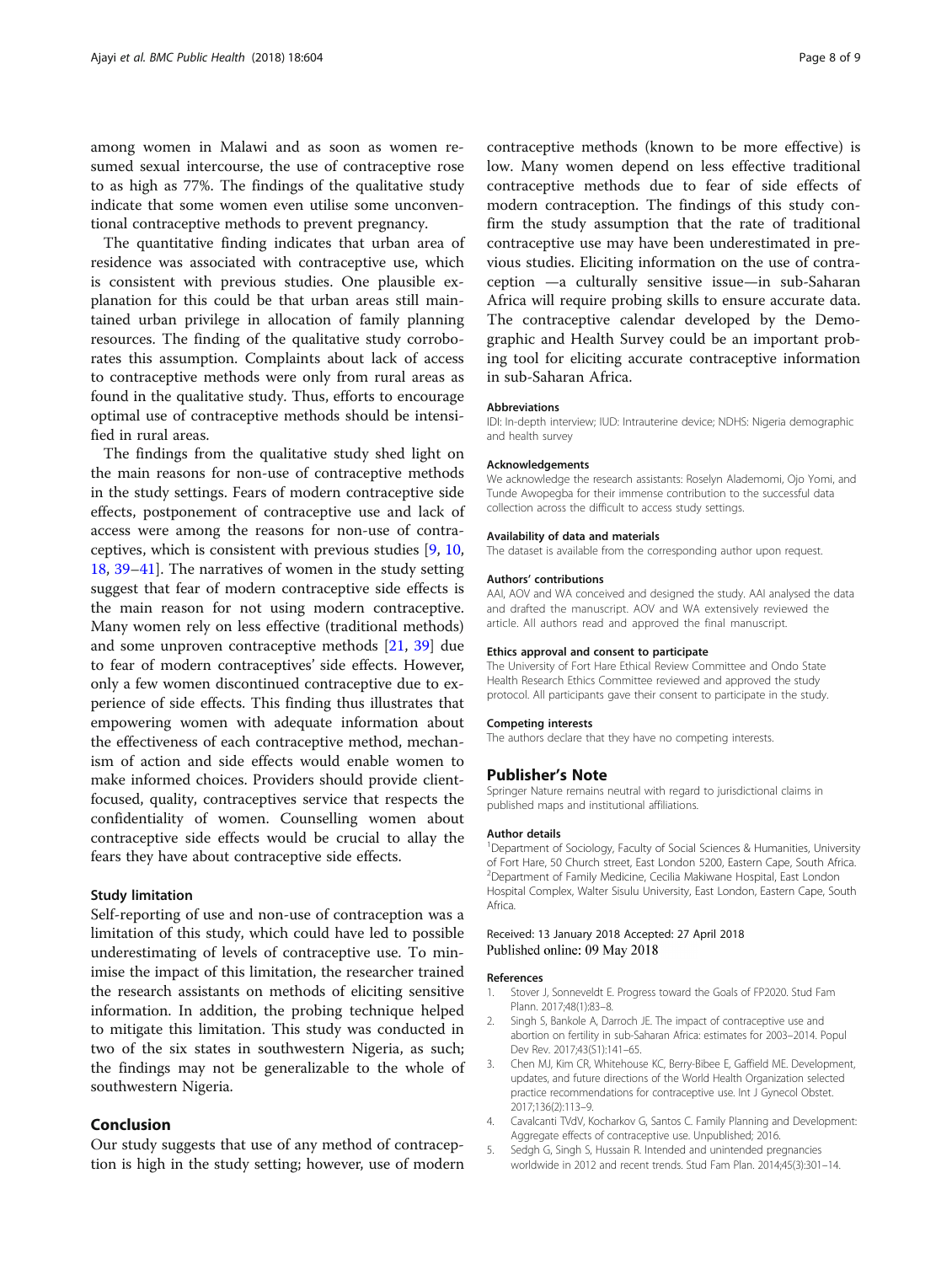among women in Malawi and as soon as women resumed sexual intercourse, the use of contraceptive rose to as high as 77%. The findings of the qualitative study indicate that some women even utilise some unconventional contraceptive methods to prevent pregnancy.

The quantitative finding indicates that urban area of residence was associated with contraceptive use, which is consistent with previous studies. One plausible explanation for this could be that urban areas still maintained urban privilege in allocation of family planning resources. The finding of the qualitative study corroborates this assumption. Complaints about lack of access to contraceptive methods were only from rural areas as found in the qualitative study. Thus, efforts to encourage optimal use of contraceptive methods should be intensified in rural areas.

The findings from the qualitative study shed light on the main reasons for non-use of contraceptive methods in the study settings. Fears of modern contraceptive side effects, postponement of contraceptive use and lack of access were among the reasons for non-use of contraceptives, which is consistent with previous studies [9, 10, 18, 39–41]. The narratives of women in the study setting suggest that fear of modern contraceptive side effects is the main reason for not using modern contraceptive. Many women rely on less effective (traditional methods) and some unproven contraceptive methods [21, 39] due to fear of modern contraceptives' side effects. However, only a few women discontinued contraceptive due to experience of side effects. This finding thus illustrates that empowering women with adequate information about the effectiveness of each contraceptive method, mechanism of action and side effects would enable women to make informed choices. Providers should provide client-focused, quality, contraceptives service that respects the confidentiality of women. Counselling women about contraceptive side effects would be crucial to allay the fears they have about contraceptive side effects.

### Study limitation

Self-reporting of use and non-use of contraception was a limitation of this study, which could have led to possible underestimating of levels of contraceptive use. To minimise the impact of this limitation, the researcher trained the research assistants on methods of eliciting sensitive information. In addition, the probing technique helped to mitigate this limitation. This study was conducted in two of the six states in southwestern Nigeria, as such; the findings may not be generalizable to the whole of southwestern Nigeria.

## Conclusion

Our study suggests that use of any method of contraception is high in the study setting; however, use of modern contraceptive methods (known to be more effective) is low. Many women depend on less effective traditional contraceptive methods due to fear of side effects of modern contraception. The findings of this study confirm the study assumption that the rate of traditional contraceptive use may have been underestimated in previous studies. Eliciting information on the use of contraception —a culturally sensitive issue—in sub-Saharan Africa will require probing skills to ensure accurate data. The contraceptive calendar developed by the Demographic and Health Survey could be an important probing tool for eliciting accurate contraceptive information in sub-Saharan Africa.

#### Abbreviations

IDI: In-depth interview; IUD: Intrauterine device; NDHS: Nigeria demographic and health survey

#### Acknowledgements

We acknowledge the research assistants: Roselyn Alademomi, Ojo Yomi, and Tunde Awopegba for their immense contribution to the successful data collection across the difficult to access study settings.

#### Availability of data and materials

The dataset is available from the corresponding author upon request.

#### Authors' contributions

AAI, AOV and WA conceived and designed the study. AAI analysed the data and drafted the manuscript. AOV and WA extensively reviewed the article. All authors read and approved the final manuscript.

#### Ethics approval and consent to participate

The University of Fort Hare Ethical Review Committee and Ondo State Health Research Ethics Committee reviewed and approved the study protocol. All participants gave their consent to participate in the study.

#### Competing interests

The authors declare that they have no competing interests.

## Publisher's Note

Springer Nature remains neutral with regard to jurisdictional claims in published maps and institutional affiliations.

#### Author details

[1]Department of Sociology, Faculty of Social Sciences & Humanities, University of Fort Hare, 50 Church street, East London 5200, Eastern Cape, South Africa. [2]Department of Family Medicine, Cecilia Makiwane Hospital, East London Hospital Complex, Walter Sisulu University, East London, Eastern Cape, South Africa.

Received: 13 January 2018 Accepted: 27 April 2018
Published online: 09 May 2018

#### References

1. Stover J, Sonneveldt E. Progress toward the Goals of FP2020. Stud Fam Plann. 2017;48(1):83–8.
2. Singh S, Bankole A, Darroch JE. The impact of contraceptive use and abortion on fertility in sub-Saharan Africa: estimates for 2003–2014. Popul Dev Rev. 2017;43(S1):141–65.
3. Chen MJ, Kim CR, Whitehouse KC, Berry-Bibee E, Gaffield ME. Development, updates, and future directions of the World Health Organization selected practice recommendations for contraceptive use. Int J Gynecol Obstet. 2017;136(2):113–9.
4. Cavalcanti TVdV, Kocharkov G, Santos C. Family Planning and Development: Aggregate effects of contraceptive use. Unpublished; 2016.
5. Sedgh G, Singh S, Hussain R. Intended and unintended pregnancies worldwide in 2012 and recent trends. Stud Fam Plan. 2014;45(3):301–14.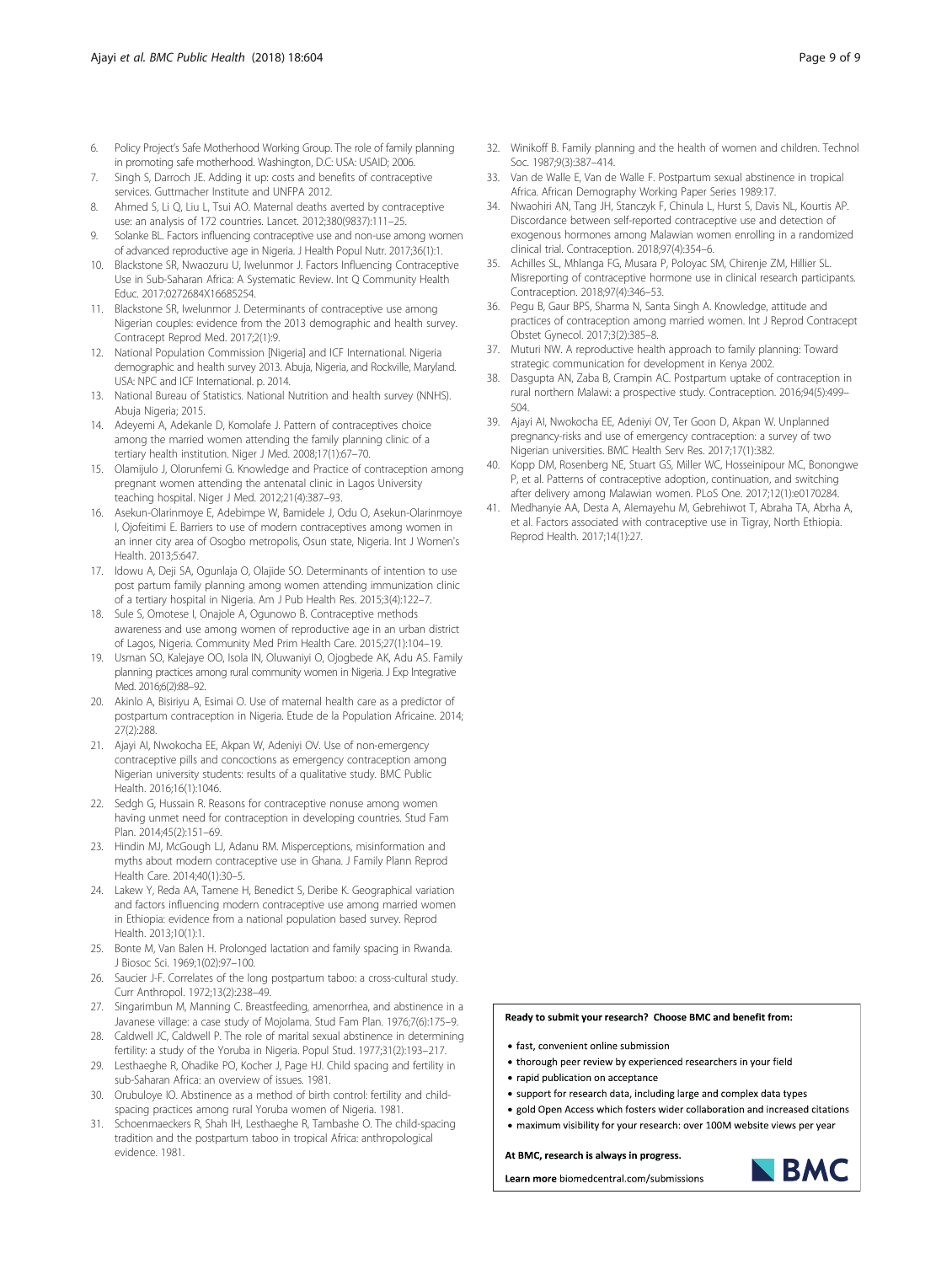6. Policy Project's Safe Motherhood Working Group. The role of family planning in promoting safe motherhood. Washington, D.C: USA: USAID; 2006.
7. Singh S, Darroch JE. Adding it up: costs and benefits of contraceptive services. Guttmacher Institute and UNFPA 2012.
8. Ahmed S, Li Q, Liu L, Tsui AO. Maternal deaths averted by contraceptive use: an analysis of 172 countries. Lancet. 2012;380(9837):111–25.
9. Solanke BL. Factors influencing contraceptive use and non-use among women of advanced reproductive age in Nigeria. J Health Popul Nutr. 2017;36(1):1.
10. Blackstone SR, Nwaozuru U, Iwelunmor J. Factors Influencing Contraceptive Use in Sub-Saharan Africa: A Systematic Review. Int Q Community Health Educ. 2017:0272684X16685254.
11. Blackstone SR, Iwelunmor J. Determinants of contraceptive use among Nigerian couples: evidence from the 2013 demographic and health survey. Contracept Reprod Med. 2017;2(1):9.
12. National Population Commission [Nigeria] and ICF International. Nigeria demographic and health survey 2013. Abuja, Nigeria, and Rockville, Maryland. USA: NPC and ICF International. p. 2014.
13. National Bureau of Statistics. National Nutrition and health survey (NNHS). Abuja Nigeria; 2015.
14. Adeyemi A, Adekanle D, Komolafe J. Pattern of contraceptives choice among the married women attending the family planning clinic of a tertiary health institution. Niger J Med. 2008;17(1):67–70.
15. Olamijulo J, Olorunfemi G. Knowledge and Practice of contraception among pregnant women attending the antenatal clinic in Lagos University teaching hospital. Niger J Med. 2012;21(4):387–93.
16. Asekun-Olarinmoye E, Adebimpe W, Bamidele J, Odu O, Asekun-Olarinmoye I, Ojofeitimi E. Barriers to use of modern contraceptives among women in an inner city area of Osogbo metropolis, Osun state, Nigeria. Int J Women's Health. 2013;5:647.
17. Idowu A, Deji SA, Ogunlaja O, Olajide SO. Determinants of intention to use post partum family planning among women attending immunization clinic of a tertiary hospital in Nigeria. Am J Pub Health Res. 2015;3(4):122–7.
18. Sule S, Omotese I, Onajole A, Ogunowo B. Contraceptive methods awareness and use among women of reproductive age in an urban district of Lagos, Nigeria. Community Med Prim Health Care. 2015;27(1):104–19.
19. Usman SO, Kalejaye OO, Isola IN, Oluwaniyi O, Ojogbede AK, Adu AS. Family planning practices among rural community women in Nigeria. J Exp Integrative Med. 2016;6(2):88–92.
20. Akinlo A, Bisiriyu A, Esimai O. Use of maternal health care as a predictor of postpartum contraception in Nigeria. Etude de la Population Africaine. 2014; 27(2):288.
21. Ajayi AI, Nwokocha EE, Akpan W, Adeniyi OV. Use of non-emergency contraceptive pills and concoctions as emergency contraception among Nigerian university students: results of a qualitative study. BMC Public Health. 2016;16(1):1046.
22. Sedgh G, Hussain R. Reasons for contraceptive nonuse among women having unmet need for contraception in developing countries. Stud Fam Plan. 2014;45(2):151–69.
23. Hindin MJ, McGough LJ, Adanu RM. Misperceptions, misinformation and myths about modern contraceptive use in Ghana. J Family Plann Reprod Health Care. 2014;40(1):30–5.
24. Lakew Y, Reda AA, Tamene H, Benedict S, Deribe K. Geographical variation and factors influencing modern contraceptive use among married women in Ethiopia: evidence from a national population based survey. Reprod Health. 2013;10(1):1.
25. Bonte M, Van Balen H. Prolonged lactation and family spacing in Rwanda. J Biosoc Sci. 1969;1(02):97–100.
26. Saucier J-F. Correlates of the long postpartum taboo: a cross-cultural study. Curr Anthropol. 1972;13(2):238–49.
27. Singarimbun M, Manning C. Breastfeeding, amenorrhea, and abstinence in a Javanese village: a case study of Mojolama. Stud Fam Plan. 1976;7(6):175–9.
28. Caldwell JC, Caldwell P. The role of marital sexual abstinence in determining fertility: a study of the Yoruba in Nigeria. Popul Stud. 1977;31(2):193–217.
29. Lesthaeghe R, Ohadike PO, Kocher J, Page HJ. Child spacing and fertility in sub-Saharan Africa: an overview of issues. 1981.
30. Orubuloye IO. Abstinence as a method of birth control: fertility and child-spacing practices among rural Yoruba women of Nigeria. 1981.
31. Schoenmaeckers R, Shah IH, Lesthaeghe R, Tambashe O. The child-spacing tradition and the postpartum taboo in tropical Africa: anthropological evidence. 1981.
32. Winikoff B. Family planning and the health of women and children. Technol Soc. 1987;9(3):387–414.
33. Van de Walle E, Van de Walle F. Postpartum sexual abstinence in tropical Africa. African Demography Working Paper Series 1989:17.
34. Nwaohiri AN, Tang JH, Stanczyk F, Chinula L, Hurst S, Davis NL, Kourtis AP. Discordance between self-reported contraceptive use and detection of exogenous hormones among Malawian women enrolling in a randomized clinical trial. Contraception. 2018;97(4):354–6.
35. Achilles SL, Mhlanga FG, Musara P, Poloyac SM, Chirenje ZM, Hillier SL. Misreporting of contraceptive hormone use in clinical research participants. Contraception. 2018;97(4):346–53.
36. Pegu B, Gaur BPS, Sharma N, Santa Singh A. Knowledge, attitude and practices of contraception among married women. Int J Reprod Contracept Obstet Gynecol. 2017;3(2):385–8.
37. Muturi NW. A reproductive health approach to family planning: Toward strategic communication for development in Kenya 2002.
38. Dasgupta AN, Zaba B, Crampin AC. Postpartum uptake of contraception in rural northern Malawi: a prospective study. Contraception. 2016;94(5):499–504.
39. Ajayi AI, Nwokocha EE, Adeniyi OV, Ter Goon D, Akpan W. Unplanned pregnancy-risks and use of emergency contraception: a survey of two Nigerian universities. BMC Health Serv Res. 2017;17(1):382.
40. Kopp DM, Rosenberg NE, Stuart GS, Miller WC, Hosseinipour MC, Bonongwe P, et al. Patterns of contraceptive adoption, continuation, and switching after delivery among Malawian women. PLoS One. 2017;12(1):e0170284.
41. Medhanyie AA, Desta A, Alemayehu M, Gebrehiwot T, Abraha TA, Abrha A, et al. Factors associated with contraceptive use in Tigray, North Ethiopia. Reprod Health. 2017;14(1):27.

**Ready to submit your research? Choose BMC and benefit from:**

- fast, convenient online submission
- thorough peer review by experienced researchers in your field
- rapid publication on acceptance
- support for research data, including large and complex data types
- gold Open Access which fosters wider collaboration and increased citations
- maximum visibility for your research: over 100M website views per year

**At BMC, research is always in progress.**

**Learn more** biomedcentral.com/submissions

BMC